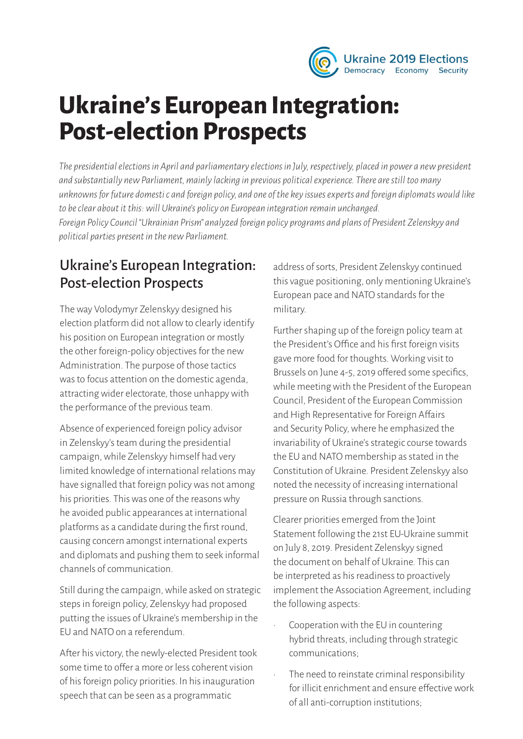# Ukraine's European Integration: Post-election Prospects

*The presidential elections in April and parliamentary elections in July, respectively, placed in power a new president and substantially new Parliament, mainly lacking in previous political experience. There are still too many unknowns for future domesti c and foreign policy, and one of the key issues experts and foreign diplomats would like to be clear about it this: will Ukraine's policy on European integration remain unchanged.*

*Foreign Policy Council "Ukrainian Prism" analyzed foreign policy programs and plans of President Zelenskyy and political parties present in the new Parliament.*

## Ukraine's European Integration: Post-election Prospects

The way Volodymyr Zelenskyy designed his election platform did not allow to clearly identify his position on European integration or mostly the other foreign-policy objectives for the new Administration. The purpose of those tactics was to focus attention on the domestic agenda, attracting wider electorate, those unhappy with the performance of the previous team.

Absence of experienced foreign policy advisor in Zelenskyy's team during the presidential campaign, while Zelenskyy himself had very limited knowledge of international relations may have signalled that foreign policy was not among his priorities. This was one of the reasons why he avoided public appearances at international platforms as a candidate during the first round, causing concern amongst international experts and diplomats and pushing them to seek informal channels of communication.

Still during the campaign, while asked on strategic steps in foreign policy, Zelenskyy had proposed putting the issues of Ukraine's membership in the EU and NATO on a referendum.

After his victory, the newly-elected President took some time to offer a more or less coherent vision of his foreign policy priorities. In his inauguration speech that can be seen as a programmatic address of sorts, President Zelenskyy continued this vague positioning, only mentioning Ukraine's European pace and NATO standards for the military.

Further shaping up of the foreign policy team at the President's Office and his first foreign visits gave more food for thoughts. Working visit to Brussels on June 4-5, 2019 offered some specifics, while meeting with the President of the European Council, President of the European Commission and High Representative for Foreign Affairs and Security Policy, where he emphasized the invariability of Ukraine's strategic course towards the EU and NATO membership as stated in the Constitution of Ukraine. President Zelenskyy also noted the necessity of increasing international pressure on Russia through sanctions.

Clearer priorities emerged from the Joint Statement following the 21st EU-Ukraine summit on July 8, 2019. President Zelenskyy signed the document on behalf of Ukraine. This can be interpreted as his readiness to proactively implement the Association Agreement, including the following aspects:

- Cooperation with the EU in countering hybrid threats, including through strategic communications;
- The need to reinstate criminal responsibility for illicit enrichment and ensure effective work of all anti-corruption institutions;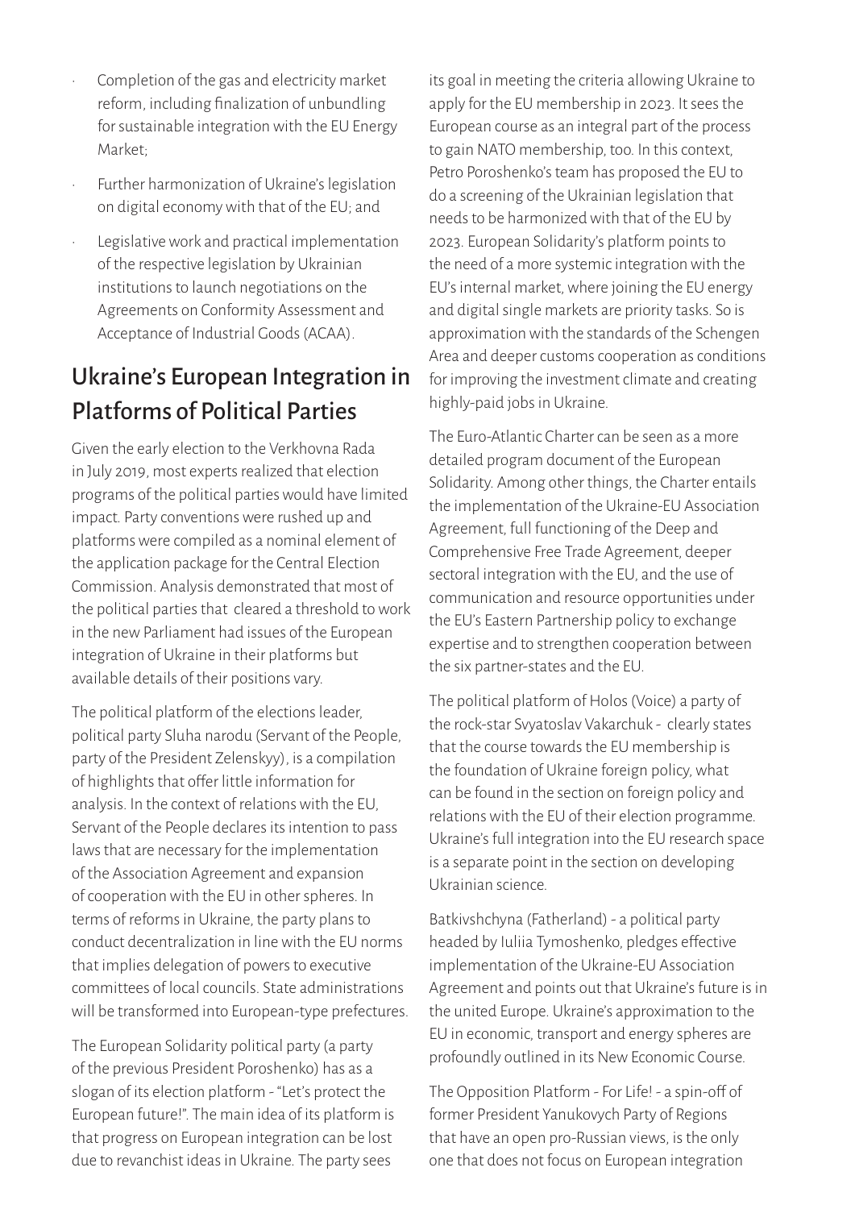- Completion of the gas and electricity market reform, including finalization of unbundling for sustainable integration with the EU Energy Market;
- Further harmonization of Ukraine's legislation on digital economy with that of the EU; and
- Legislative work and practical implementation of the respective legislation by Ukrainian institutions to launch negotiations on the Agreements on Conformity Assessment and Acceptance of Industrial Goods (ACAA).

## Ukraine's European Integration in Platforms of Political Parties

Given the early election to the Verkhovna Rada in July 2019, most experts realized that election programs of the political parties would have limited impact. Party conventions were rushed up and platforms were compiled as a nominal element of the application package for the Central Election Commission. Analysis demonstrated that most of the political parties that cleared a threshold to work in the new Parliament had issues of the European integration of Ukraine in their platforms but available details of their positions vary.

The political platform of the elections leader, political party Sluha narodu (Servant of the People, party of the President Zelenskyy), is a compilation of highlights that offer little information for analysis. In the context of relations with the EU, Servant of the People declares its intention to pass laws that are necessary for the implementation of the Association Agreement and expansion of cooperation with the EU in other spheres. In terms of reforms in Ukraine, the party plans to conduct decentralization in line with the EU norms that implies delegation of powers to executive committees of local councils. State administrations will be transformed into European-type prefectures.

The European Solidarity political party (a party of the previous President Poroshenko) has as a slogan of its election platform - "Let's protect the European future!". The main idea of its platform is that progress on European integration can be lost due to revanchist ideas in Ukraine. The party sees its goal in meeting the criteria allowing Ukraine to apply for the EU membership in 2023. It sees the European course as an integral part of the process to gain NATO membership, too. In this context, Petro Poroshenko's team has proposed the EU to do a screening of the Ukrainian legislation that needs to be harmonized with that of the EU by 2023. European Solidarity's platform points to the need of a more systemic integration with the EU's internal market, where joining the EU energy and digital single markets are priority tasks. So is approximation with the standards of the Schengen Area and deeper customs cooperation as conditions for improving the investment climate and creating highly-paid jobs in Ukraine.

The Euro-Atlantic Charter can be seen as a more detailed program document of the European Solidarity. Among other things, the Charter entails the implementation of the Ukraine-EU Association Agreement, full functioning of the Deep and Comprehensive Free Trade Agreement, deeper sectoral integration with the EU, and the use of communication and resource opportunities under the EU's Eastern Partnership policy to exchange expertise and to strengthen cooperation between the six partner-states and the EU.

The political platform of Holos (Voice) a party of the rock-star Svyatoslav Vakarchuk - clearly states that the course towards the EU membership is the foundation of Ukraine foreign policy, what can be found in the section on foreign policy and relations with the EU of their election programme. Ukraine's full integration into the EU research space is a separate point in the section on developing Ukrainian science.

Batkivshchyna (Fatherland) - a political party headed by Iuliia Tymoshenko, pledges effective implementation of the Ukraine-EU Association Agreement and points out that Ukraine's future is in the united Europe. Ukraine's approximation to the EU in economic, transport and energy spheres are profoundly outlined in its New Economic Course.

The Opposition Platform - For Life! - a spin-off of former President Yanukovych Party of Regions that have an open pro-Russian views, is the only one that does not focus on European integration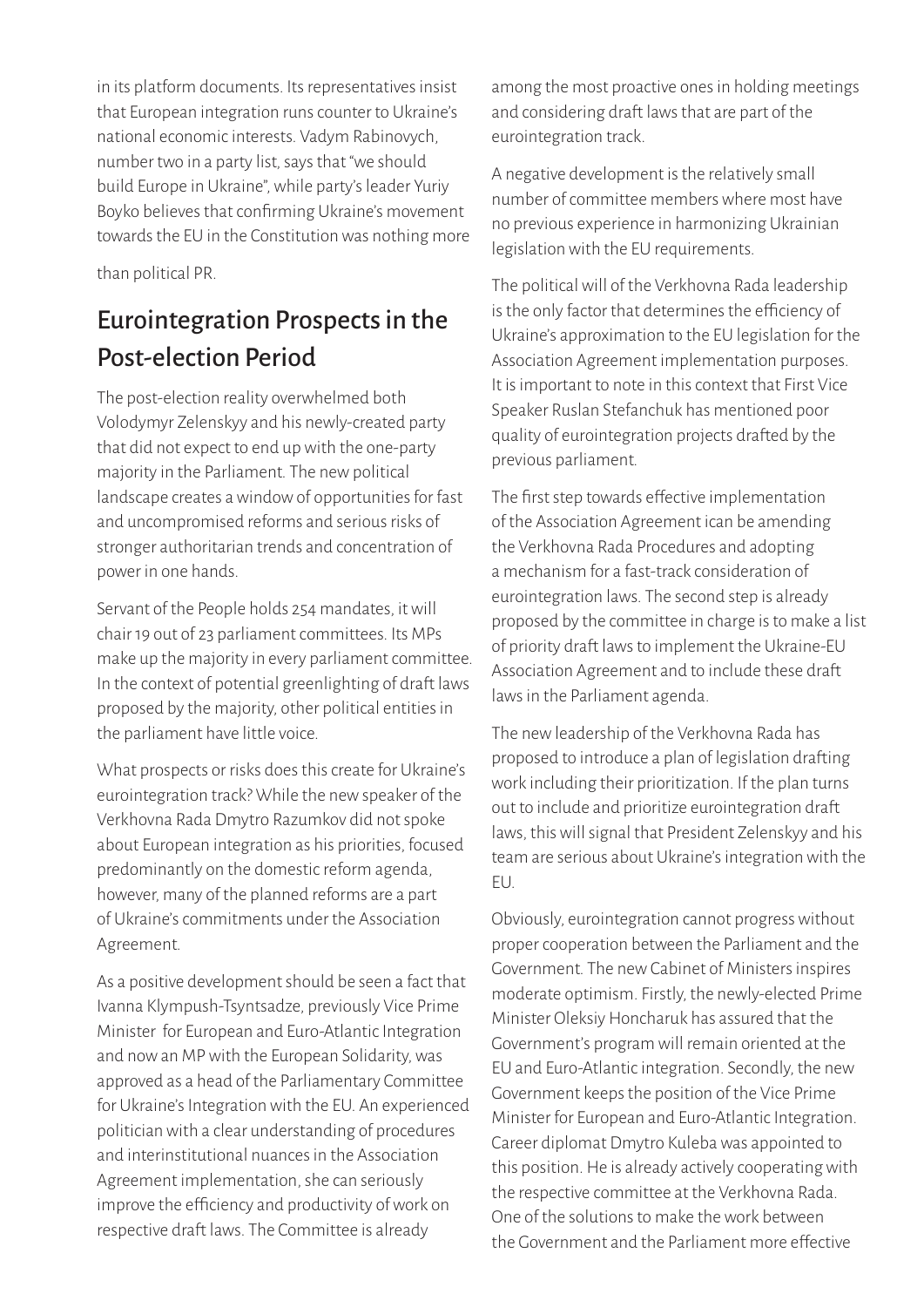in its platform documents. Its representatives insist that European integration runs counter to Ukraine's national economic interests. Vadym Rabinovych, number two in a party list, says that "we should build Europe in Ukraine", while party's leader Yuriy Boyko believes that confirming Ukraine's movement towards the EU in the Constitution was nothing more than political PR.

## Eurointegration Prospects in the Post-election Period

The post-election reality overwhelmed both Volodymyr Zelenskyy and his newly-created party that did not expect to end up with the one-party majority in the Parliament. The new political landscape creates a window of opportunities for fast and uncompromised reforms and serious risks of stronger authoritarian trends and concentration of power in one hands.

Servant of the People holds 254 mandates, it will chair 19 out of 23 parliament committees. Its MPs make up the majority in every parliament committee. In the context of potential greenlighting of draft laws proposed by the majority, other political entities in the parliament have little voice.

What prospects or risks does this create for Ukraine's eurointegration track? While the new speaker of the Verkhovna Rada Dmytro Razumkov did not spoke about European integration as his priorities, focused predominantly on the domestic reform agenda, however, many of the planned reforms are a part of Ukraine's commitments under the Association Agreement.

As a positive development should be seen a fact that Ivanna Klympush-Tsyntsadze, previously Vice Prime Minister for European and Euro-Atlantic Integration and now an MP with the European Solidarity, was approved as a head of the Parliamentary Committee for Ukraine's Integration with the EU. An experienced politician with a clear understanding of procedures and interinstitutional nuances in the Association Agreement implementation, she can seriously improve the efficiency and productivity of work on respective draft laws. The Committee is already among the most proactive ones in holding meetings and considering draft laws that are part of the eurointegration track.

A negative development is the relatively small number of committee members where most have no previous experience in harmonizing Ukrainian legislation with the EU requirements.

The political will of the Verkhovna Rada leadership is the only factor that determines the efficiency of Ukraine's approximation to the EU legislation for the Association Agreement implementation purposes. It is important to note in this context that First Vice Speaker Ruslan Stefanchuk has mentioned poor quality of eurointegration projects drafted by the previous parliament.

The first step towards effective implementation of the Association Agreement ican be amending the Verkhovna Rada Procedures and adopting a mechanism for a fast-track consideration of eurointegration laws. The second step is already proposed by the committee in charge is to make a list of priority draft laws to implement the Ukraine-EU Association Agreement and to include these draft laws in the Parliament agenda.

The new leadership of the Verkhovna Rada has proposed to introduce a plan of legislation drafting work including their prioritization. If the plan turns out to include and prioritize eurointegration draft laws, this will signal that President Zelenskyy and his team are serious about Ukraine's integration with the EU.

Obviously, eurointegration cannot progress without proper cooperation between the Parliament and the Government. The new Cabinet of Ministers inspires moderate optimism. Firstly, the newly-elected Prime Minister Oleksiy Honcharuk has assured that the Government's program will remain oriented at the EU and Euro-Atlantic integration. Secondly, the new Government keeps the position of the Vice Prime Minister for European and Euro-Atlantic Integration. Career diplomat Dmytro Kuleba was appointed to this position. He is already actively cooperating with the respective committee at the Verkhovna Rada. One of the solutions to make the work between the Government and the Parliament more effective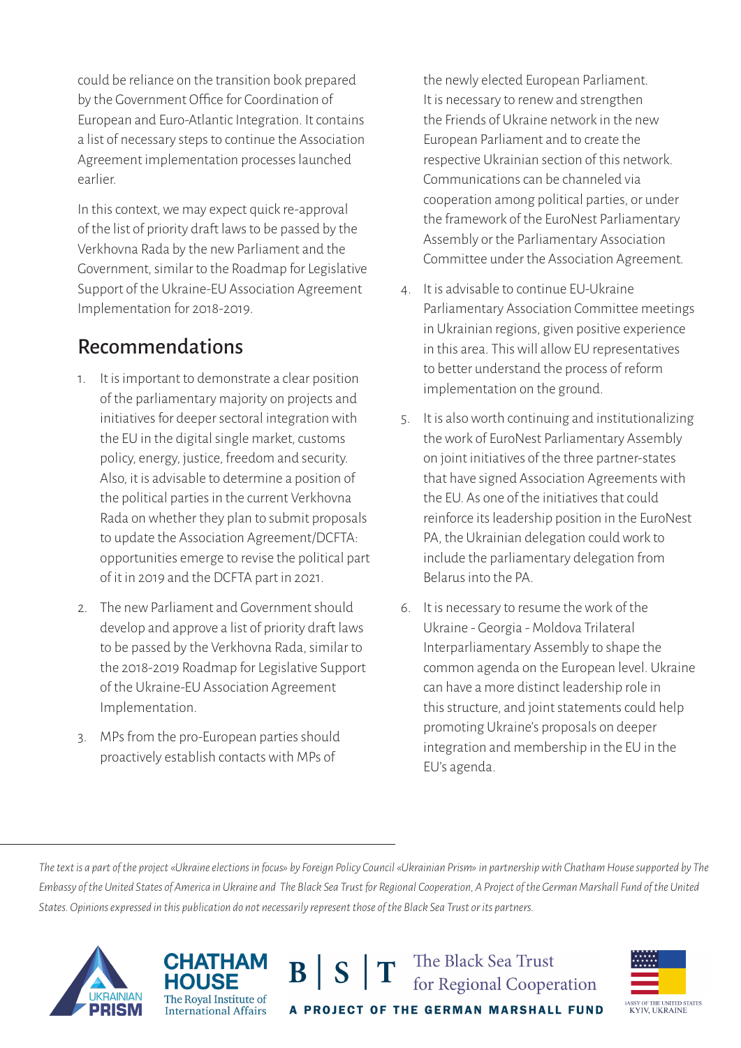could be reliance on the transition book prepared by the Government Office for Coordination of European and Euro-Atlantic Integration. It contains a list of necessary steps to continue the Association Agreement implementation processes launched earlier.

In this context, we may expect quick re-approval of the list of priority draft laws to be passed by the Verkhovna Rada by the new Parliament and the Government, similar to the Roadmap for Legislative Support of the Ukraine-EU Association Agreement Implementation for 2018-2019.

## Recommendations

1. It is important to demonstrate a clear position of the parliamentary majority on projects and initiatives for deeper sectoral integration with the EU in the digital single market, customs policy, energy, justice, freedom and security. Also, it is advisable to determine a position of the political parties in the current Verkhovna Rada on whether they plan to submit proposals to update the Association Agreement/DCFTA: opportunities emerge to revise the political part of it in 2019 and the DCFTA part in 2021.
2. The new Parliament and Government should develop and approve a list of priority draft laws to be passed by the Verkhovna Rada, similar to the 2018-2019 Roadmap for Legislative Support of the Ukraine-EU Association Agreement Implementation.
3. MPs from the pro-European parties should proactively establish contacts with MPs of the newly elected European Parliament. It is necessary to renew and strengthen the Friends of Ukraine network in the new European Parliament and to create the respective Ukrainian section of this network. Communications can be channeled via cooperation among political parties, or under the framework of the EuroNest Parliamentary Assembly or the Parliamentary Association Committee under the Association Agreement.
4. It is advisable to continue EU-Ukraine Parliamentary Association Committee meetings in Ukrainian regions, given positive experience in this area. This will allow EU representatives to better understand the process of reform implementation on the ground.
5. It is also worth continuing and institutionalizing the work of EuroNest Parliamentary Assembly on joint initiatives of the three partner-states that have signed Association Agreements with the EU. As one of the initiatives that could reinforce its leadership position in the EuroNest PA, the Ukrainian delegation could work to include the parliamentary delegation from Belarus into the PA.
6. It is necessary to resume the work of the Ukraine - Georgia - Moldova Trilateral Interparliamentary Assembly to shape the common agenda on the European level. Ukraine can have a more distinct leadership role in this structure, and joint statements could help promoting Ukraine's proposals on deeper integration and membership in the EU in the EU's agenda.

---

*The text is a part of the project «Ukraine elections in focus» by Foreign Policy Council «Ukrainian Prism» in partnership with Chatham House supported by The Embassy of the United States of America in Ukraine and The Black Sea Trust for Regional Cooperation, A Project of the German Marshall Fund of the United States. Opinions expressed in this publication do not necessarily represent those of the Black Sea Trust or its partners.*

UKRAINIAN PRISM

CHATHAM HOUSE
The Royal Institute of International Affairs

B | S | T The Black Sea Trust for Regional Cooperation
A PROJECT OF THE GERMAN MARSHALL FUND

EMBASSY OF THE UNITED STATES
KYIV, UKRAINE